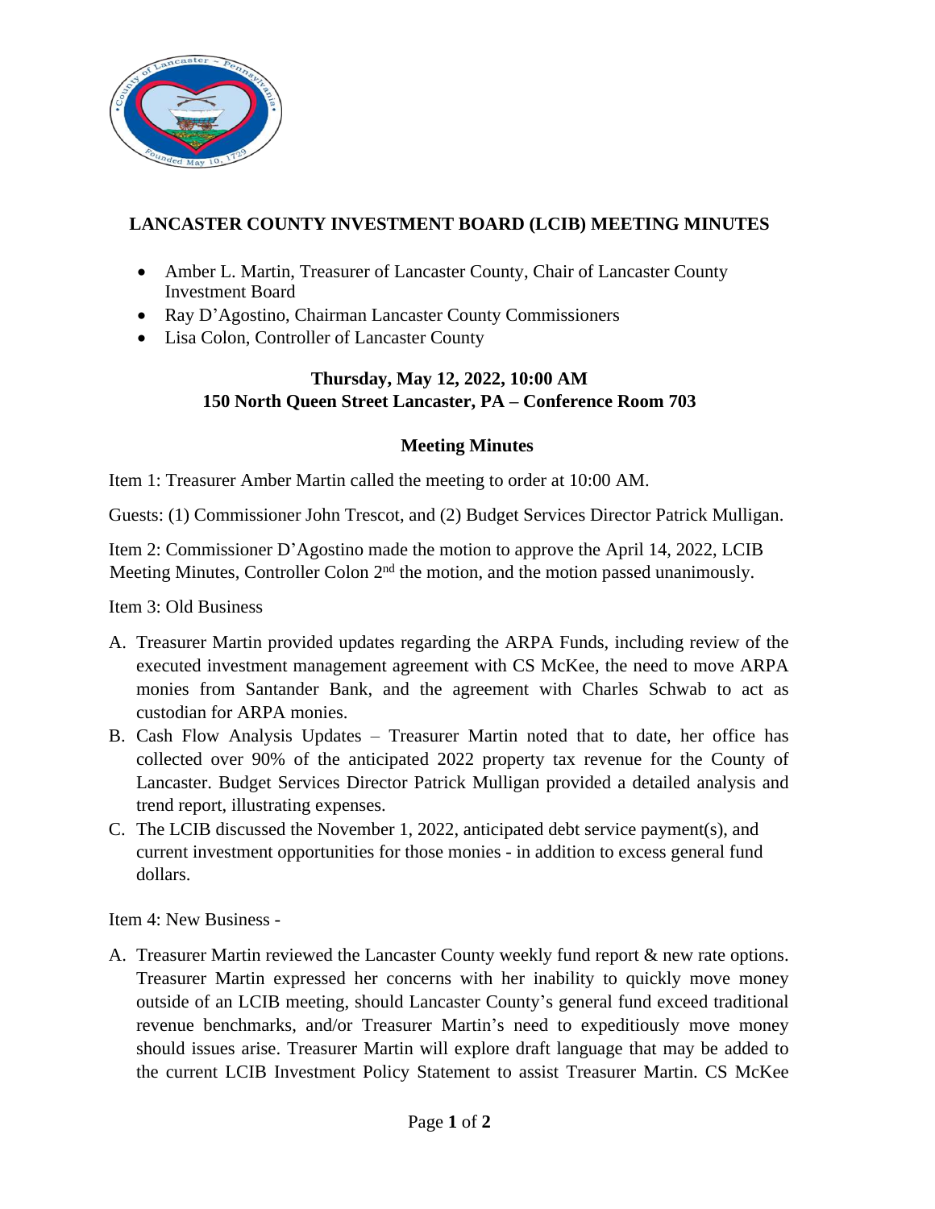# LANCASTER COUNTY INVESTMENT BOARD (LCIB) MEETING MINUTES

- Amber L. Martin, Treasurer of Lancaster County, Chair of Lancaster County Investment Board
- Ray D'Agostino, Chairman Lancaster County Commissioners
- Lisa Colon, Controller of Lancaster County

**Thursday, May 12, 2022, 10:00 AM**
**150 North Queen Street Lancaster, PA – Conference Room 703**

## Meeting Minutes

Item 1: Treasurer Amber Martin called the meeting to order at 10:00 AM.

Guests: (1) Commissioner John Trescot, and (2) Budget Services Director Patrick Mulligan.

Item 2: Commissioner D'Agostino made the motion to approve the April 14, 2022, LCIB Meeting Minutes, Controller Colon 2nd the motion, and the motion passed unanimously.

Item 3: Old Business

A. Treasurer Martin provided updates regarding the ARPA Funds, including review of the executed investment management agreement with CS McKee, the need to move ARPA monies from Santander Bank, and the agreement with Charles Schwab to act as custodian for ARPA monies.
B. Cash Flow Analysis Updates – Treasurer Martin noted that to date, her office has collected over 90% of the anticipated 2022 property tax revenue for the County of Lancaster. Budget Services Director Patrick Mulligan provided a detailed analysis and trend report, illustrating expenses.
C. The LCIB discussed the November 1, 2022, anticipated debt service payment(s), and current investment opportunities for those monies - in addition to excess general fund dollars.

Item 4: New Business -

A. Treasurer Martin reviewed the Lancaster County weekly fund report & new rate options. Treasurer Martin expressed her concerns with her inability to quickly move money outside of an LCIB meeting, should Lancaster County's general fund exceed traditional revenue benchmarks, and/or Treasurer Martin's need to expeditiously move money should issues arise. Treasurer Martin will explore draft language that may be added to the current LCIB Investment Policy Statement to assist Treasurer Martin. CS McKee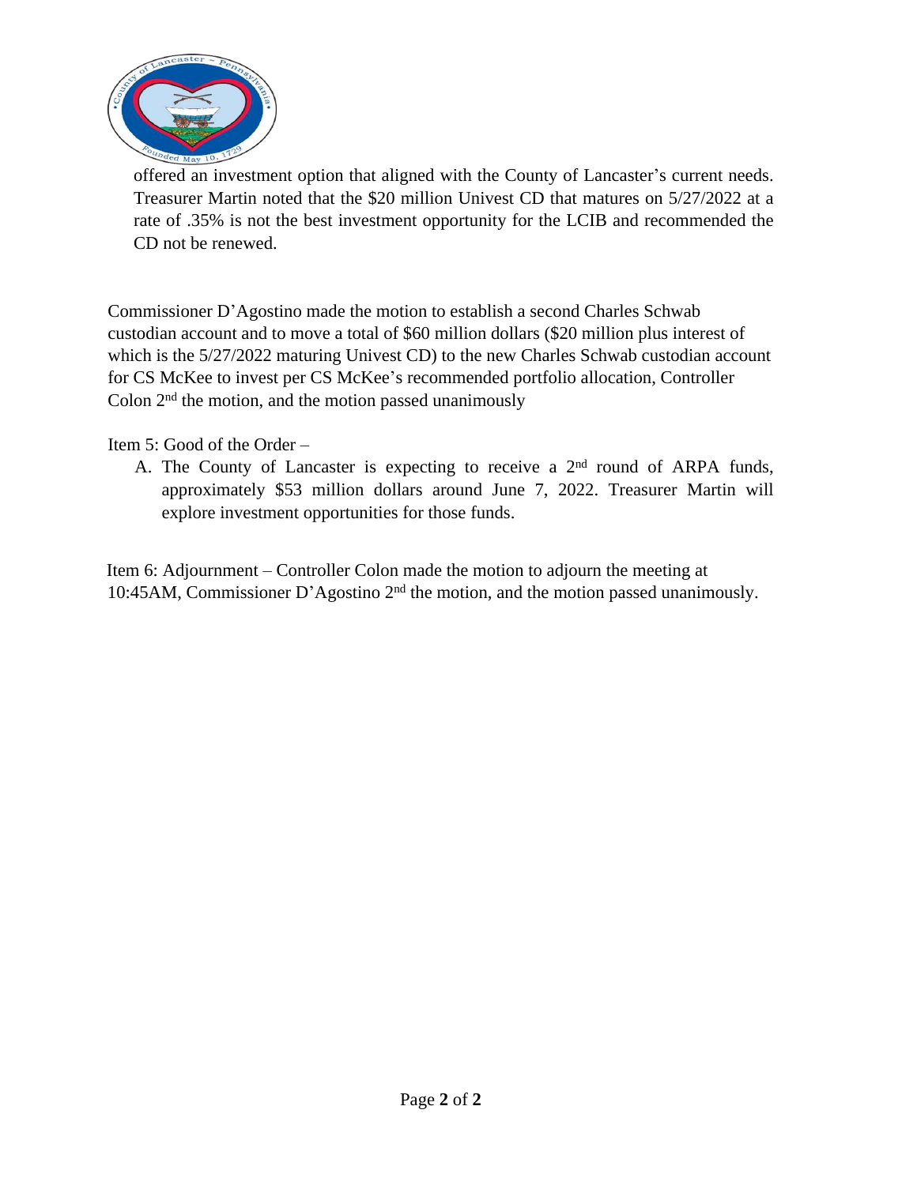offered an investment option that aligned with the County of Lancaster's current needs. Treasurer Martin noted that the $20 million Univest CD that matures on 5/27/2022 at a rate of .35% is not the best investment opportunity for the LCIB and recommended the CD not be renewed.

Commissioner D'Agostino made the motion to establish a second Charles Schwab custodian account and to move a total of $60 million dollars ($20 million plus interest of which is the 5/27/2022 maturing Univest CD) to the new Charles Schwab custodian account for CS McKee to invest per CS McKee's recommended portfolio allocation, Controller Colon 2nd the motion, and the motion passed unanimously

Item 5: Good of the Order –

A. The County of Lancaster is expecting to receive a 2nd round of ARPA funds, approximately $53 million dollars around June 7, 2022. Treasurer Martin will explore investment opportunities for those funds.

Item 6: Adjournment – Controller Colon made the motion to adjourn the meeting at 10:45AM, Commissioner D'Agostino 2nd the motion, and the motion passed unanimously.